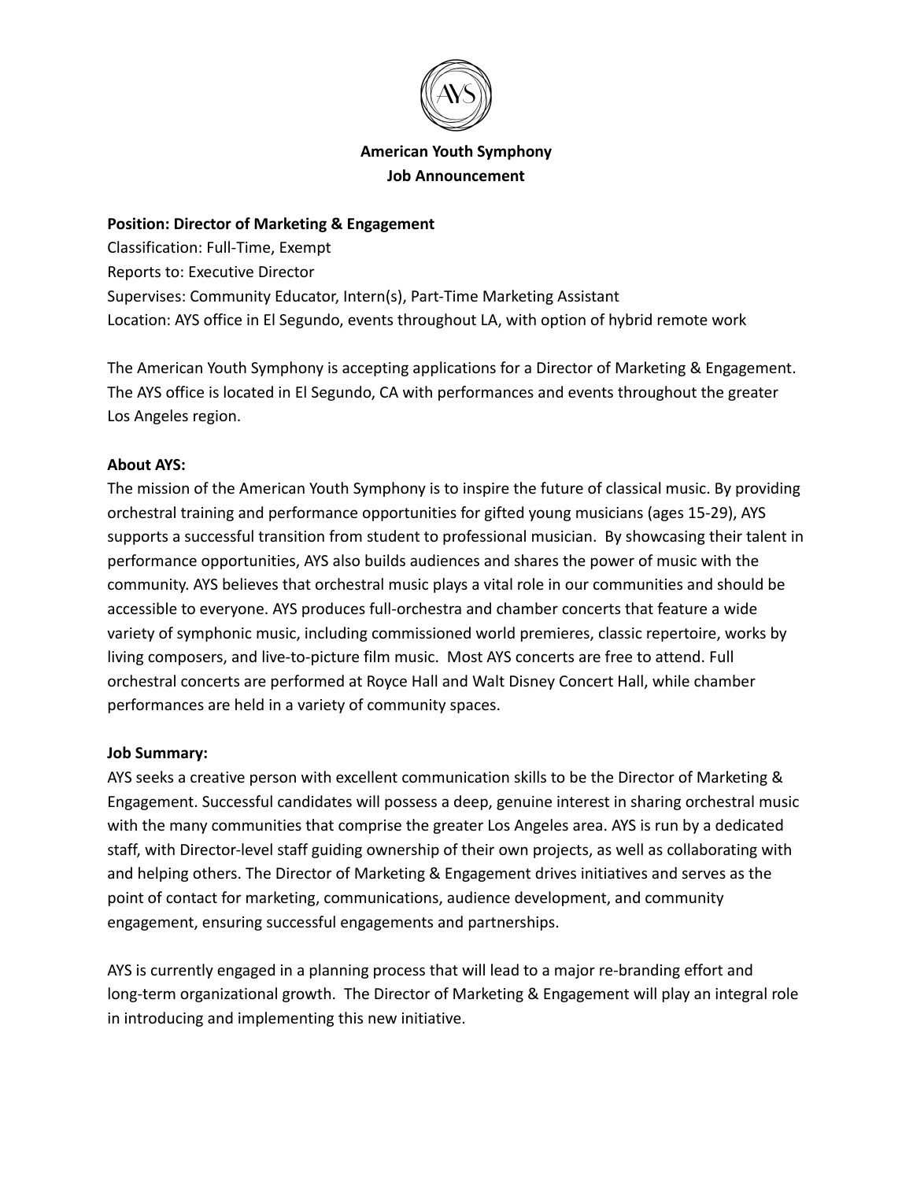**American Youth Symphony**
**Job Announcement**

**Position: Director of Marketing & Engagement**
Classification: Full-Time, Exempt
Reports to: Executive Director
Supervises: Community Educator, Intern(s), Part-Time Marketing Assistant
Location: AYS office in El Segundo, events throughout LA, with option of hybrid remote work

The American Youth Symphony is accepting applications for a Director of Marketing & Engagement. The AYS office is located in El Segundo, CA with performances and events throughout the greater Los Angeles region.

**About AYS:**
The mission of the American Youth Symphony is to inspire the future of classical music. By providing orchestral training and performance opportunities for gifted young musicians (ages 15-29), AYS supports a successful transition from student to professional musician. By showcasing their talent in performance opportunities, AYS also builds audiences and shares the power of music with the community. AYS believes that orchestral music plays a vital role in our communities and should be accessible to everyone. AYS produces full-orchestra and chamber concerts that feature a wide variety of symphonic music, including commissioned world premieres, classic repertoire, works by living composers, and live-to-picture film music. Most AYS concerts are free to attend. Full orchestral concerts are performed at Royce Hall and Walt Disney Concert Hall, while chamber performances are held in a variety of community spaces.

**Job Summary:**
AYS seeks a creative person with excellent communication skills to be the Director of Marketing & Engagement. Successful candidates will possess a deep, genuine interest in sharing orchestral music with the many communities that comprise the greater Los Angeles area. AYS is run by a dedicated staff, with Director-level staff guiding ownership of their own projects, as well as collaborating with and helping others. The Director of Marketing & Engagement drives initiatives and serves as the point of contact for marketing, communications, audience development, and community engagement, ensuring successful engagements and partnerships.

AYS is currently engaged in a planning process that will lead to a major re-branding effort and long-term organizational growth. The Director of Marketing & Engagement will play an integral role in introducing and implementing this new initiative.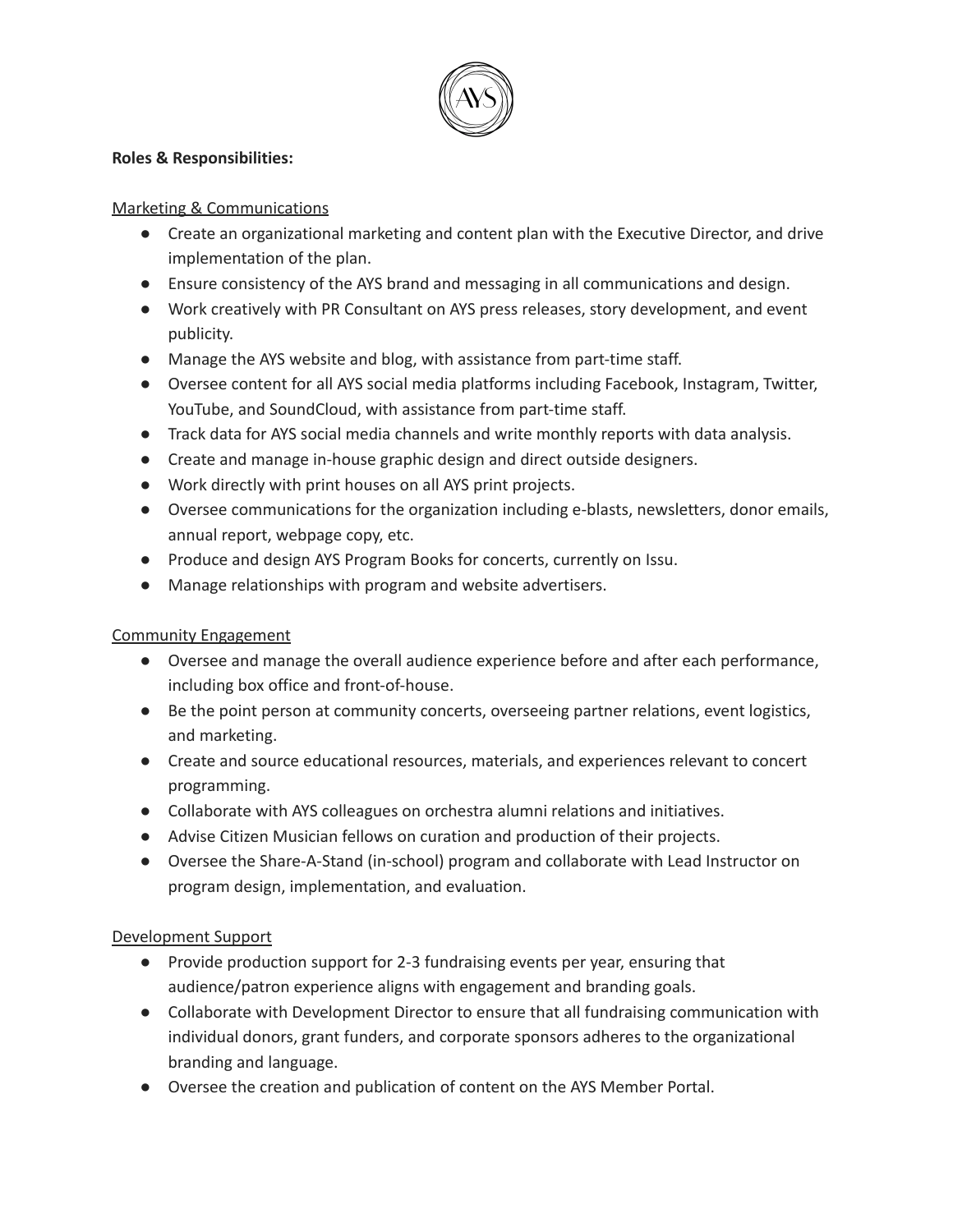**Roles & Responsibilities:**

Marketing & Communications

- Create an organizational marketing and content plan with the Executive Director, and drive implementation of the plan.
- Ensure consistency of the AYS brand and messaging in all communications and design.
- Work creatively with PR Consultant on AYS press releases, story development, and event publicity.
- Manage the AYS website and blog, with assistance from part-time staff.
- Oversee content for all AYS social media platforms including Facebook, Instagram, Twitter, YouTube, and SoundCloud, with assistance from part-time staff.
- Track data for AYS social media channels and write monthly reports with data analysis.
- Create and manage in-house graphic design and direct outside designers.
- Work directly with print houses on all AYS print projects.
- Oversee communications for the organization including e-blasts, newsletters, donor emails, annual report, webpage copy, etc.
- Produce and design AYS Program Books for concerts, currently on Issu.
- Manage relationships with program and website advertisers.

Community Engagement

- Oversee and manage the overall audience experience before and after each performance, including box office and front-of-house.
- Be the point person at community concerts, overseeing partner relations, event logistics, and marketing.
- Create and source educational resources, materials, and experiences relevant to concert programming.
- Collaborate with AYS colleagues on orchestra alumni relations and initiatives.
- Advise Citizen Musician fellows on curation and production of their projects.
- Oversee the Share-A-Stand (in-school) program and collaborate with Lead Instructor on program design, implementation, and evaluation.

Development Support

- Provide production support for 2-3 fundraising events per year, ensuring that audience/patron experience aligns with engagement and branding goals.
- Collaborate with Development Director to ensure that all fundraising communication with individual donors, grant funders, and corporate sponsors adheres to the organizational branding and language.
- Oversee the creation and publication of content on the AYS Member Portal.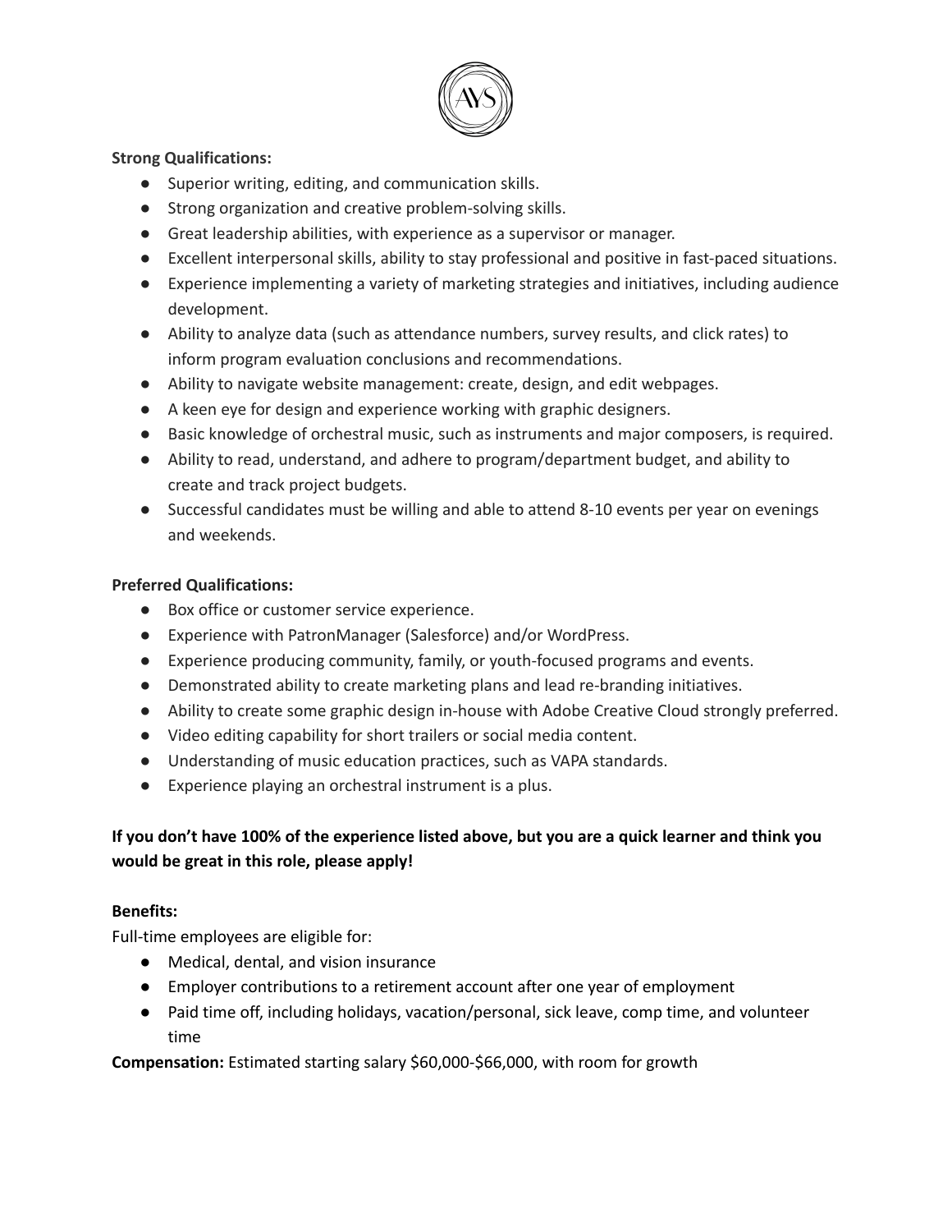**Strong Qualifications:**

- Superior writing, editing, and communication skills.
- Strong organization and creative problem-solving skills.
- Great leadership abilities, with experience as a supervisor or manager.
- Excellent interpersonal skills, ability to stay professional and positive in fast-paced situations.
- Experience implementing a variety of marketing strategies and initiatives, including audience development.
- Ability to analyze data (such as attendance numbers, survey results, and click rates) to inform program evaluation conclusions and recommendations.
- Ability to navigate website management: create, design, and edit webpages.
- A keen eye for design and experience working with graphic designers.
- Basic knowledge of orchestral music, such as instruments and major composers, is required.
- Ability to read, understand, and adhere to program/department budget, and ability to create and track project budgets.
- Successful candidates must be willing and able to attend 8-10 events per year on evenings and weekends.

**Preferred Qualifications:**

- Box office or customer service experience.
- Experience with PatronManager (Salesforce) and/or WordPress.
- Experience producing community, family, or youth-focused programs and events.
- Demonstrated ability to create marketing plans and lead re-branding initiatives.
- Ability to create some graphic design in-house with Adobe Creative Cloud strongly preferred.
- Video editing capability for short trailers or social media content.
- Understanding of music education practices, such as VAPA standards.
- Experience playing an orchestral instrument is a plus.

**If you don't have 100% of the experience listed above, but you are a quick learner and think you would be great in this role, please apply!**

**Benefits:**

Full-time employees are eligible for:

- Medical, dental, and vision insurance
- Employer contributions to a retirement account after one year of employment
- Paid time off, including holidays, vacation/personal, sick leave, comp time, and volunteer time

**Compensation:** Estimated starting salary $60,000-$66,000, with room for growth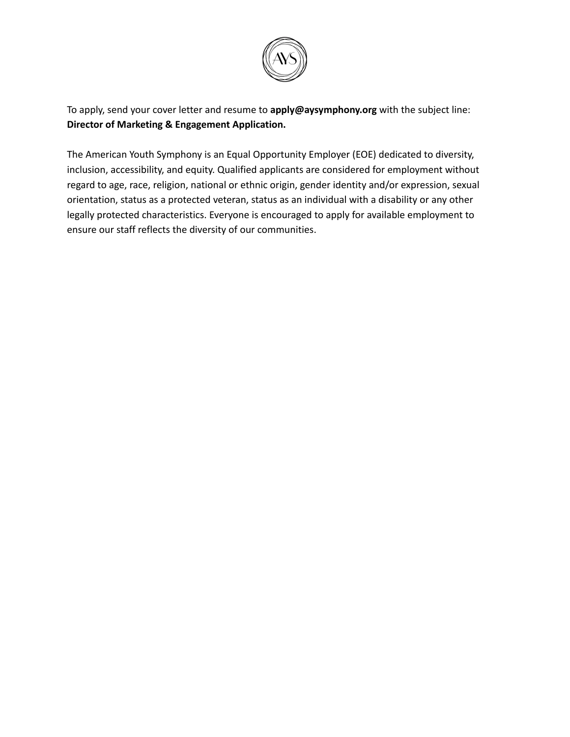To apply, send your cover letter and resume to **apply@aysymphony.org** with the subject line: **Director of Marketing & Engagement Application.**

The American Youth Symphony is an Equal Opportunity Employer (EOE) dedicated to diversity, inclusion, accessibility, and equity. Qualified applicants are considered for employment without regard to age, race, religion, national or ethnic origin, gender identity and/or expression, sexual orientation, status as a protected veteran, status as an individual with a disability or any other legally protected characteristics. Everyone is encouraged to apply for available employment to ensure our staff reflects the diversity of our communities.